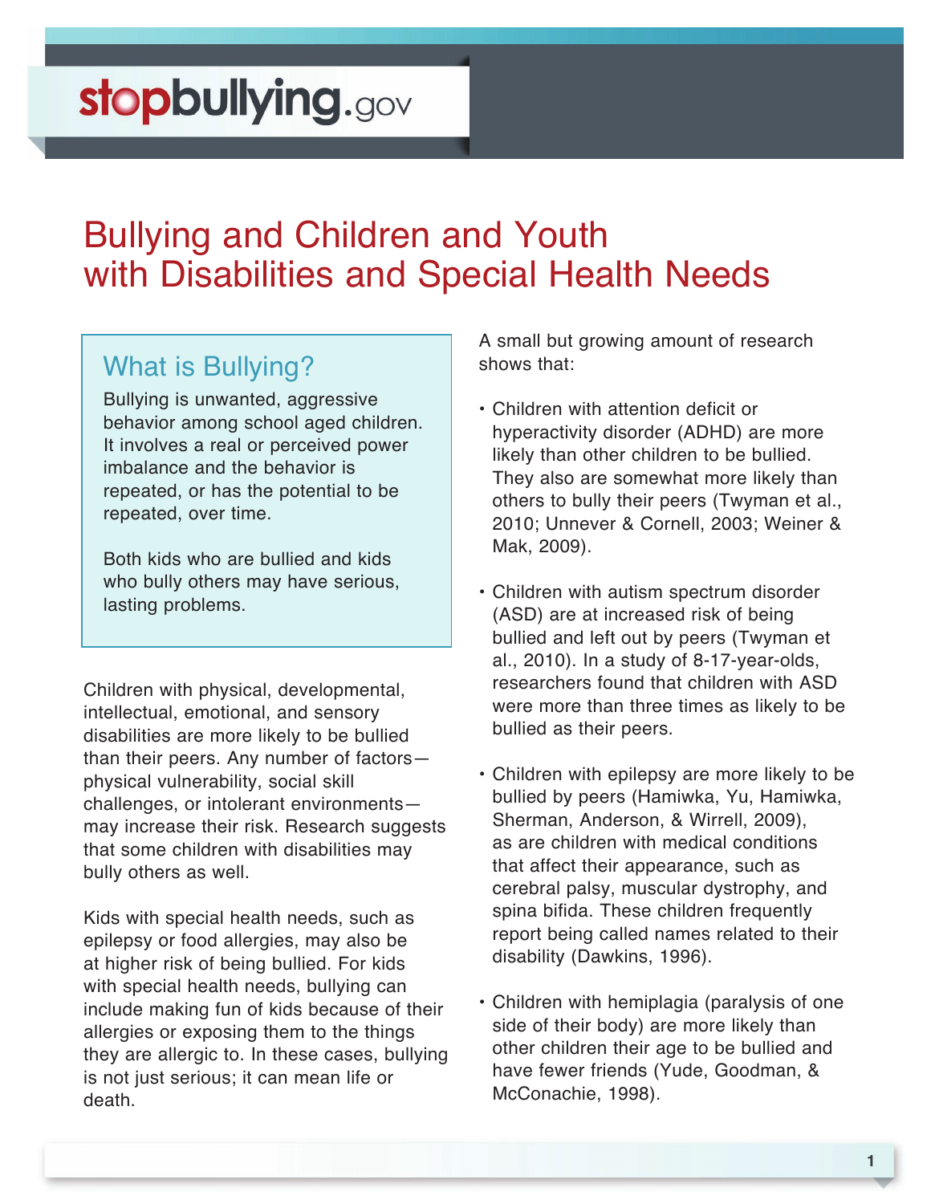stopbullying.gov

# Bullying and Children and Youth with Disabilities and Special Health Needs

## What is Bullying?

Bullying is unwanted, aggressive behavior among school aged children. It involves a real or perceived power imbalance and the behavior is repeated, or has the potential to be repeated, over time.

Both kids who are bullied and kids who bully others may have serious, lasting problems.

Children with physical, developmental, intellectual, emotional, and sensory disabilities are more likely to be bullied than their peers. Any number of factors—physical vulnerability, social skill challenges, or intolerant environments—may increase their risk. Research suggests that some children with disabilities may bully others as well.

Kids with special health needs, such as epilepsy or food allergies, may also be at higher risk of being bullied. For kids with special health needs, bullying can include making fun of kids because of their allergies or exposing them to the things they are allergic to. In these cases, bullying is not just serious; it can mean life or death.

A small but growing amount of research shows that:

- Children with attention deficit or hyperactivity disorder (ADHD) are more likely than other children to be bullied. They also are somewhat more likely than others to bully their peers (Twyman et al., 2010; Unnever & Cornell, 2003; Weiner & Mak, 2009).
- Children with autism spectrum disorder (ASD) are at increased risk of being bullied and left out by peers (Twyman et al., 2010). In a study of 8-17-year-olds, researchers found that children with ASD were more than three times as likely to be bullied as their peers.
- Children with epilepsy are more likely to be bullied by peers (Hamiwka, Yu, Hamiwka, Sherman, Anderson, & Wirrell, 2009), as are children with medical conditions that affect their appearance, such as cerebral palsy, muscular dystrophy, and spina bifida. These children frequently report being called names related to their disability (Dawkins, 1996).
- Children with hemiplagia (paralysis of one side of their body) are more likely than other children their age to be bullied and have fewer friends (Yude, Goodman, & McConachie, 1998).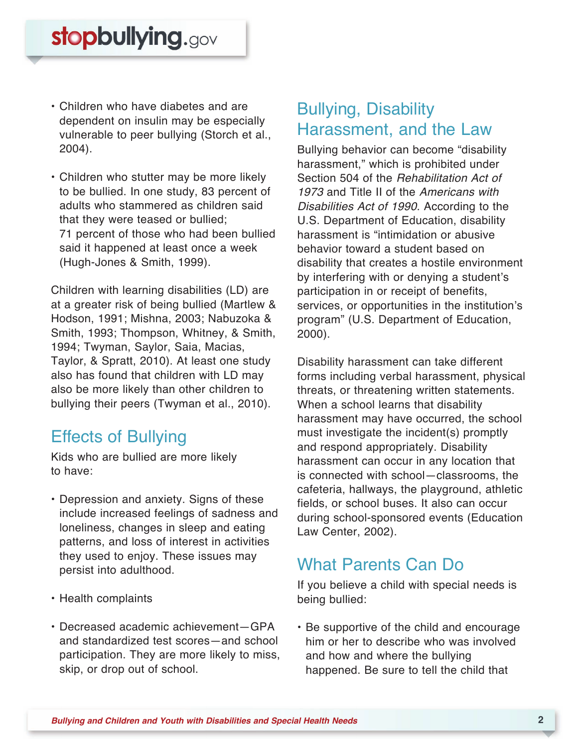- Children who have diabetes and are dependent on insulin may be especially vulnerable to peer bullying (Storch et al., 2004).

- Children who stutter may be more likely to be bullied. In one study, 83 percent of adults who stammered as children said that they were teased or bullied; 71 percent of those who had been bullied said it happened at least once a week (Hugh-Jones & Smith, 1999).

Children with learning disabilities (LD) are at a greater risk of being bullied (Martlew & Hodson, 1991; Mishna, 2003; Nabuzoka & Smith, 1993; Thompson, Whitney, & Smith, 1994; Twyman, Saylor, Saia, Macias, Taylor, & Spratt, 2010). At least one study also has found that children with LD may also be more likely than other children to bullying their peers (Twyman et al., 2010).

## Effects of Bullying

Kids who are bullied are more likely to have:

- Depression and anxiety. Signs of these include increased feelings of sadness and loneliness, changes in sleep and eating patterns, and loss of interest in activities they used to enjoy. These issues may persist into adulthood.

- Health complaints

- Decreased academic achievement—GPA and standardized test scores—and school participation. They are more likely to miss, skip, or drop out of school.

## Bullying, Disability Harassment, and the Law

Bullying behavior can become "disability harassment," which is prohibited under Section 504 of the *Rehabilitation Act of 1973* and Title II of the *Americans with Disabilities Act of 1990*. According to the U.S. Department of Education, disability harassment is "intimidation or abusive behavior toward a student based on disability that creates a hostile environment by interfering with or denying a student's participation in or receipt of benefits, services, or opportunities in the institution's program" (U.S. Department of Education, 2000).

Disability harassment can take different forms including verbal harassment, physical threats, or threatening written statements. When a school learns that disability harassment may have occurred, the school must investigate the incident(s) promptly and respond appropriately. Disability harassment can occur in any location that is connected with school—classrooms, the cafeteria, hallways, the playground, athletic fields, or school buses. It also can occur during school-sponsored events (Education Law Center, 2002).

## What Parents Can Do

If you believe a child with special needs is being bullied:

- Be supportive of the child and encourage him or her to describe who was involved and how and where the bullying happened. Be sure to tell the child that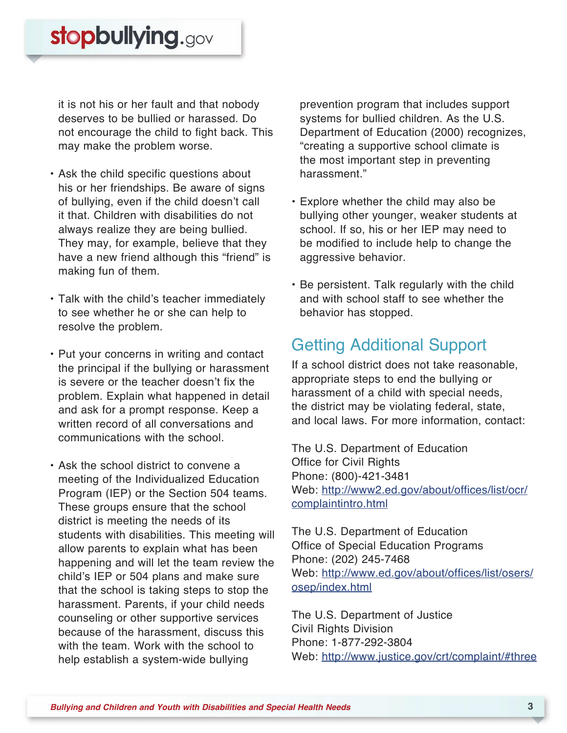it is not his or her fault and that nobody deserves to be bullied or harassed. Do not encourage the child to fight back. This may make the problem worse.

- Ask the child specific questions about his or her friendships. Be aware of signs of bullying, even if the child doesn't call it that. Children with disabilities do not always realize they are being bullied. They may, for example, believe that they have a new friend although this "friend" is making fun of them.

- Talk with the child's teacher immediately to see whether he or she can help to resolve the problem.

- Put your concerns in writing and contact the principal if the bullying or harassment is severe or the teacher doesn't fix the problem. Explain what happened in detail and ask for a prompt response. Keep a written record of all conversations and communications with the school.

- Ask the school district to convene a meeting of the Individualized Education Program (IEP) or the Section 504 teams. These groups ensure that the school district is meeting the needs of its students with disabilities. This meeting will allow parents to explain what has been happening and will let the team review the child's IEP or 504 plans and make sure that the school is taking steps to stop the harassment. Parents, if your child needs counseling or other supportive services because of the harassment, discuss this with the team. Work with the school to help establish a system-wide bullying prevention program that includes support systems for bullied children. As the U.S. Department of Education (2000) recognizes, "creating a supportive school climate is the most important step in preventing harassment."

- Explore whether the child may also be bullying other younger, weaker students at school. If so, his or her IEP may need to be modified to include help to change the aggressive behavior.

- Be persistent. Talk regularly with the child and with school staff to see whether the behavior has stopped.

## Getting Additional Support

If a school district does not take reasonable, appropriate steps to end the bullying or harassment of a child with special needs, the district may be violating federal, state, and local laws. For more information, contact:

The U.S. Department of Education
Office for Civil Rights
Phone: (800)-421-3481
Web: http://www2.ed.gov/about/offices/list/ocr/complaintintro.html

The U.S. Department of Education
Office of Special Education Programs
Phone: (202) 245-7468
Web: http://www.ed.gov/about/offices/list/osers/osep/index.html

The U.S. Department of Justice
Civil Rights Division
Phone: 1-877-292-3804
Web: http://www.justice.gov/crt/complaint/#three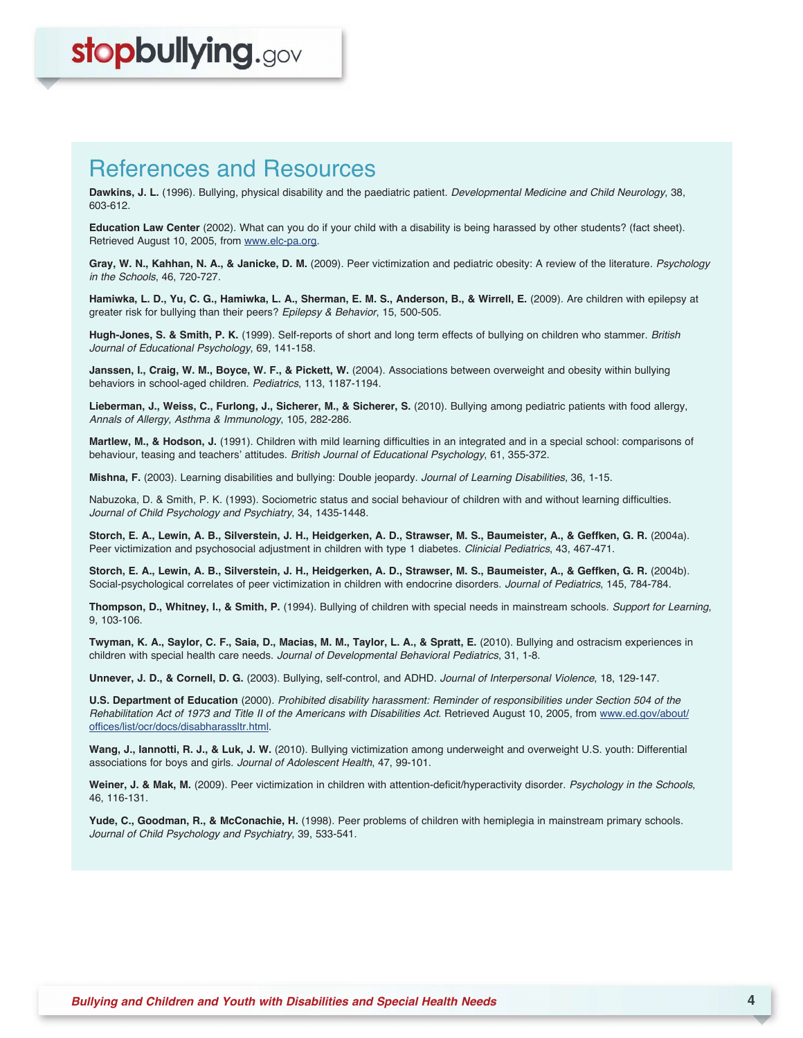## References and Resources

**Dawkins, J. L.** (1996). Bullying, physical disability and the paediatric patient. *Developmental Medicine and Child Neurology*, 38, 603-612.

**Education Law Center** (2002). What can you do if your child with a disability is being harassed by other students? (fact sheet). Retrieved August 10, 2005, from www.elc-pa.org.

**Gray, W. N., Kahhan, N. A., & Janicke, D. M.** (2009). Peer victimization and pediatric obesity: A review of the literature. *Psychology in the Schools*, 46, 720-727.

**Hamiwka, L. D., Yu, C. G., Hamiwka, L. A., Sherman, E. M. S., Anderson, B., & Wirrell, E.** (2009). Are children with epilepsy at greater risk for bullying than their peers? *Epilepsy & Behavior*, 15, 500-505.

**Hugh-Jones, S. & Smith, P. K.** (1999). Self-reports of short and long term effects of bullying on children who stammer. *British Journal of Educational Psychology*, 69, 141-158.

**Janssen, I., Craig, W. M., Boyce, W. F., & Pickett, W.** (2004). Associations between overweight and obesity within bullying behaviors in school-aged children. *Pediatrics*, 113, 1187-1194.

**Lieberman, J., Weiss, C., Furlong, J., Sicherer, M., & Sicherer, S.** (2010). Bullying among pediatric patients with food allergy, *Annals of Allergy, Asthma & Immunology*, 105, 282-286.

**Martlew, M., & Hodson, J.** (1991). Children with mild learning difficulties in an integrated and in a special school: comparisons of behaviour, teasing and teachers' attitudes. *British Journal of Educational Psychology*, 61, 355-372.

**Mishna, F.** (2003). Learning disabilities and bullying: Double jeopardy. *Journal of Learning Disabilities*, 36, 1-15.

Nabuzoka, D. & Smith, P. K. (1993). Sociometric status and social behaviour of children with and without learning difficulties. *Journal of Child Psychology and Psychiatry*, 34, 1435-1448.

**Storch, E. A., Lewin, A. B., Silverstein, J. H., Heidgerken, A. D., Strawser, M. S., Baumeister, A., & Geffken, G. R.** (2004a). Peer victimization and psychosocial adjustment in children with type 1 diabetes. *Clinicial Pediatrics*, 43, 467-471.

**Storch, E. A., Lewin, A. B., Silverstein, J. H., Heidgerken, A. D., Strawser, M. S., Baumeister, A., & Geffken, G. R.** (2004b). Social-psychological correlates of peer victimization in children with endocrine disorders. *Journal of Pediatrics*, 145, 784-784.

**Thompson, D., Whitney, I., & Smith, P.** (1994). Bullying of children with special needs in mainstream schools. *Support for Learning*, 9, 103-106.

**Twyman, K. A., Saylor, C. F., Saia, D., Macias, M. M., Taylor, L. A., & Spratt, E.** (2010). Bullying and ostracism experiences in children with special health care needs. *Journal of Developmental Behavioral Pediatrics*, 31, 1-8.

**Unnever, J. D., & Cornell, D. G.** (2003). Bullying, self-control, and ADHD. *Journal of Interpersonal Violence*, 18, 129-147.

**U.S. Department of Education** (2000). *Prohibited disability harassment: Reminder of responsibilities under Section 504 of the Rehabilitation Act of 1973 and Title II of the Americans with Disabilities Act*. Retrieved August 10, 2005, from www.ed.gov/about/offices/list/ocr/docs/disabharassltr.html.

**Wang, J., Iannotti, R. J., & Luk, J. W.** (2010). Bullying victimization among underweight and overweight U.S. youth: Differential associations for boys and girls. *Journal of Adolescent Health*, 47, 99-101.

**Weiner, J. & Mak, M.** (2009). Peer victimization in children with attention-deficit/hyperactivity disorder. *Psychology in the Schools*, 46, 116-131.

**Yude, C., Goodman, R., & McConachie, H.** (1998). Peer problems of children with hemiplegia in mainstream primary schools. *Journal of Child Psychology and Psychiatry*, 39, 533-541.